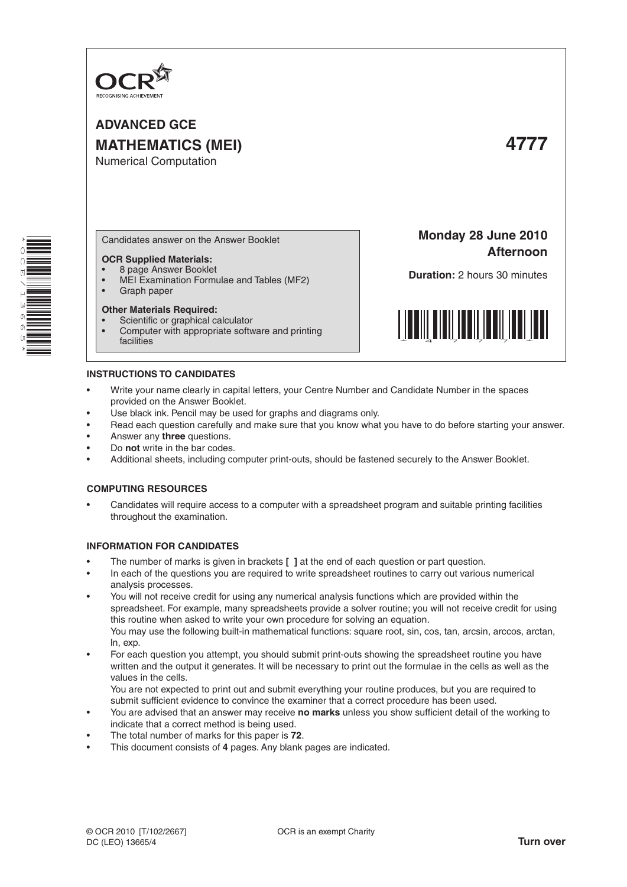OCR
RECOGNISING ACHIEVEMENT

# ADVANCED GCE
# MATHEMATICS (MEI) 4777

Numerical Computation

Candidates answer on the Answer Booklet

**OCR Supplied Materials:**

- 8 page Answer Booklet
- MEI Examination Formulae and Tables (MF2)
- Graph paper

**Other Materials Required:**

- Scientific or graphical calculator
- Computer with appropriate software and printing facilities

**Monday 28 June 2010**
**Afternoon**

**Duration:** 2 hours 30 minutes

## INSTRUCTIONS TO CANDIDATES

- Write your name clearly in capital letters, your Centre Number and Candidate Number in the spaces provided on the Answer Booklet.
- Use black ink. Pencil may be used for graphs and diagrams only.
- Read each question carefully and make sure that you know what you have to do before starting your answer.
- Answer any **three** questions.
- Do **not** write in the bar codes.
- Additional sheets, including computer print-outs, should be fastened securely to the Answer Booklet.

## COMPUTING RESOURCES

- Candidates will require access to a computer with a spreadsheet program and suitable printing facilities throughout the examination.

## INFORMATION FOR CANDIDATES

- The number of marks is given in brackets **[ ]** at the end of each question or part question.
- In each of the questions you are required to write spreadsheet routines to carry out various numerical analysis processes.
- You will not receive credit for using any numerical analysis functions which are provided within the spreadsheet. For example, many spreadsheets provide a solver routine; you will not receive credit for using this routine when asked to write your own procedure for solving an equation.
  You may use the following built-in mathematical functions: square root, sin, cos, tan, arcsin, arccos, arctan, ln, exp.
- For each question you attempt, you should submit print-outs showing the spreadsheet routine you have written and the output it generates. It will be necessary to print out the formulae in the cells as well as the values in the cells.
  You are not expected to print out and submit everything your routine produces, but you are required to submit sufficient evidence to convince the examiner that a correct procedure has been used.
- You are advised that an answer may receive **no marks** unless you show sufficient detail of the working to indicate that a correct method is being used.
- The total number of marks for this paper is **72**.
- This document consists of **4** pages. Any blank pages are indicated.

© OCR 2010 [T/102/2667]
DC (LEO) 13665/4

OCR is an exempt Charity

**Turn over**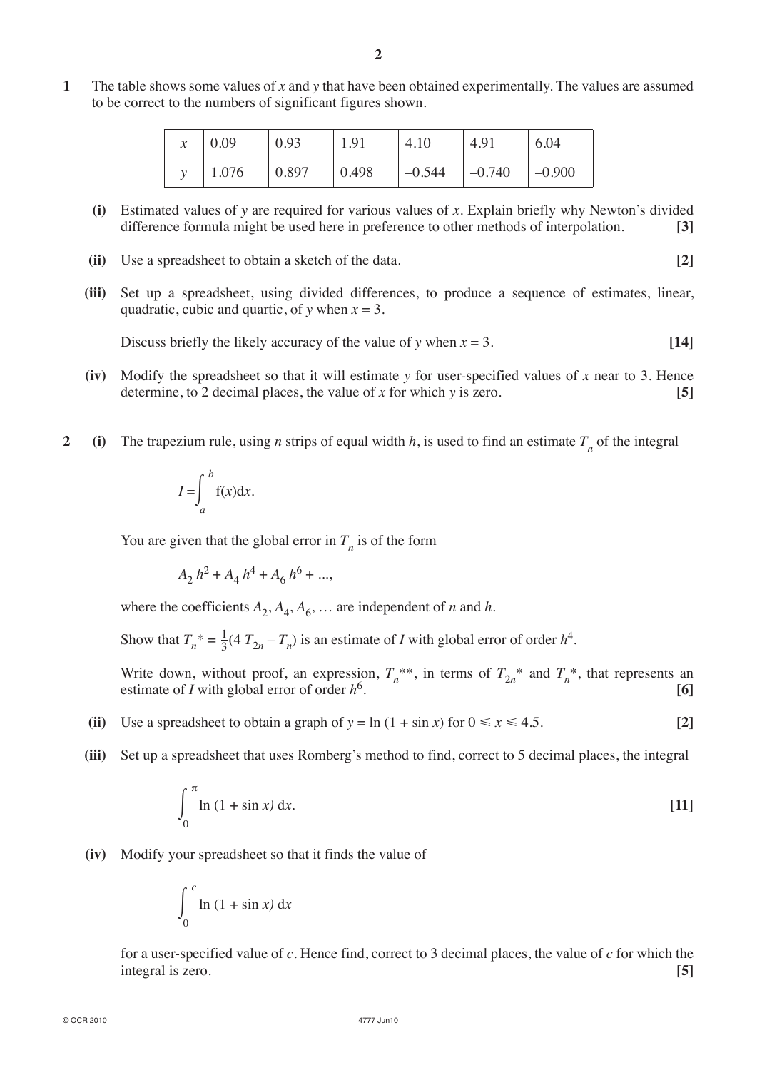**1** The table shows some values of $x$ and $y$ that have been obtained experimentally. The values are assumed to be correct to the numbers of significant figures shown.

| $x$ | 0.09 | 0.93 | 1.91 | 4.10 | 4.91 | 6.04 |
|---|---|---|---|---|---|---|
| $y$ | 1.076 | 0.897 | 0.498 | –0.544 | –0.740 | –0.900 |

**(i)** Estimated values of $y$ are required for various values of $x$. Explain briefly why Newton's divided difference formula might be used here in preference to other methods of interpolation. **[3]**

**(ii)** Use a spreadsheet to obtain a sketch of the data. **[2]**

**(iii)** Set up a spreadsheet, using divided differences, to produce a sequence of estimates, linear, quadratic, cubic and quartic, of $y$ when $x = 3$.

Discuss briefly the likely accuracy of the value of $y$ when $x = 3$. **[14]**

**(iv)** Modify the spreadsheet so that it will estimate $y$ for user-specified values of $x$ near to 3. Hence determine, to 2 decimal places, the value of $x$ for which $y$ is zero. **[5]**

**2** **(i)** The trapezium rule, using $n$ strips of equal width $h$, is used to find an estimate $T_n$ of the integral

$$I = \int_a^b \mathrm{f}(x)\mathrm{d}x.$$

You are given that the global error in $T_n$ is of the form

$$A_2 h^2 + A_4 h^4 + A_6 h^6 + \ldots,$$

where the coefficients $A_2, A_4, A_6, \ldots$ are independent of $n$ and $h$.

Show that $T_n{}^* = \frac{1}{3}(4\,T_{2n} - T_n)$ is an estimate of $I$ with global error of order $h^4$.

Write down, without proof, an expression, $T_n{}^{**}$, in terms of $T_{2n}{}^*$ and $T_n{}^*$, that represents an estimate of $I$ with global error of order $h^6$. **[6]**

**(ii)** Use a spreadsheet to obtain a graph of $y = \ln(1 + \sin x)$ for $0 \leqslant x \leqslant 4.5$. **[2]**

**(iii)** Set up a spreadsheet that uses Romberg's method to find, correct to 5 decimal places, the integral

$$\int_0^{\pi} \ln(1 + \sin x)\,\mathrm{d}x.$$ **[11]**

**(iv)** Modify your spreadsheet so that it finds the value of

$$\int_0^{c} \ln(1 + \sin x)\,\mathrm{d}x$$

for a user-specified value of $c$. Hence find, correct to 3 decimal places, the value of $c$ for which the integral is zero. **[5]**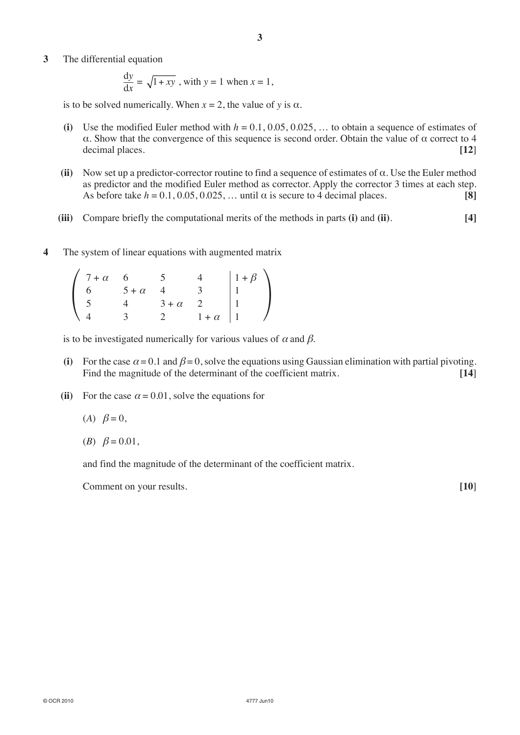**3** The differential equation

$$\frac{\mathrm{d}y}{\mathrm{d}x} = \sqrt{1 + xy}\,, \text{ with } y = 1 \text{ when } x = 1,$$

is to be solved numerically. When $x = 2$, the value of $y$ is $\alpha$.

**(i)** Use the modified Euler method with $h = 0.1, 0.05, 0.025, \ldots$ to obtain a sequence of estimates of $\alpha$. Show that the convergence of this sequence is second order. Obtain the value of $\alpha$ correct to 4 decimal places. **[12]**

**(ii)** Now set up a predictor-corrector routine to find a sequence of estimates of $\alpha$. Use the Euler method as predictor and the modified Euler method as corrector. Apply the corrector 3 times at each step. As before take $h = 0.1, 0.05, 0.025, \ldots$ until $\alpha$ is secure to 4 decimal places. **[8]**

**(iii)** Compare briefly the computational merits of the methods in parts **(i)** and **(ii)**. **[4]**

**4** The system of linear equations with augmented matrix

$$\left(\begin{array}{cccc|c} 7+\alpha & 6 & 5 & 4 & 1+\beta \\ 6 & 5+\alpha & 4 & 3 & 1 \\ 5 & 4 & 3+\alpha & 2 & 1 \\ 4 & 3 & 2 & 1+\alpha & 1 \end{array}\right)$$

is to be investigated numerically for various values of $\alpha$ and $\beta$.

**(i)** For the case $\alpha = 0.1$ and $\beta = 0$, solve the equations using Gaussian elimination with partial pivoting. Find the magnitude of the determinant of the coefficient matrix. **[14]**

**(ii)** For the case $\alpha = 0.01$, solve the equations for

($A$) $\beta = 0$,

($B$) $\beta = 0.01$,

and find the magnitude of the determinant of the coefficient matrix.

Comment on your results. **[10]**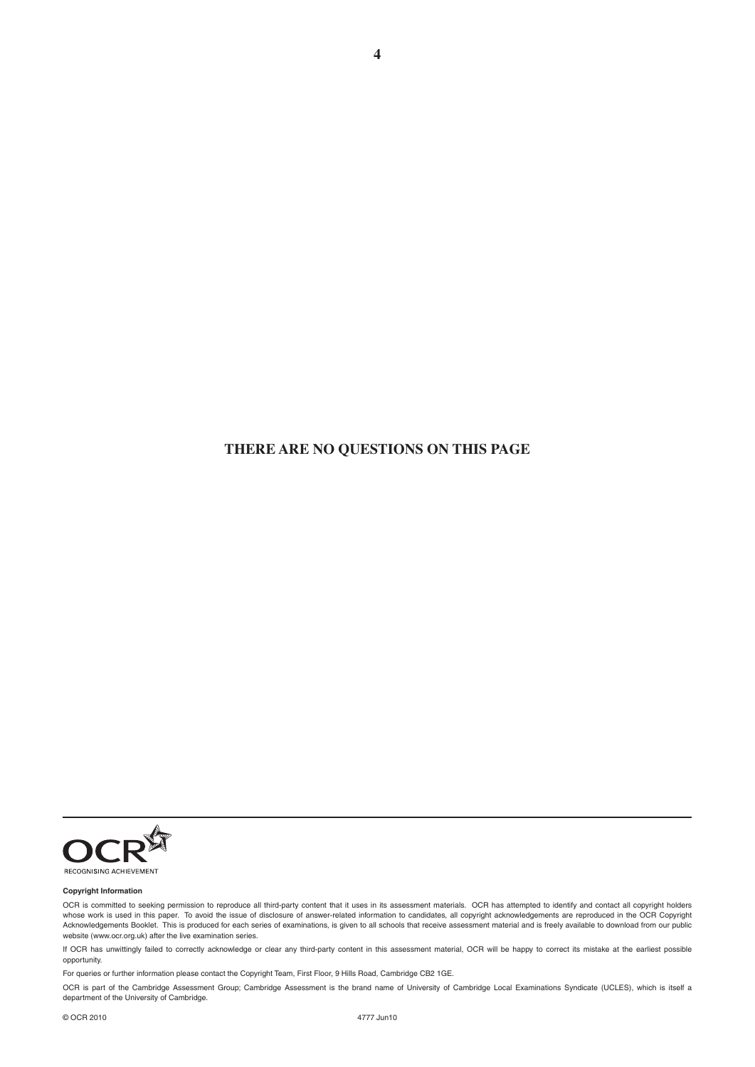**THERE ARE NO QUESTIONS ON THIS PAGE**

RECOGNISING ACHIEVEMENT

**Copyright Information**

OCR is committed to seeking permission to reproduce all third-party content that it uses in its assessment materials. OCR has attempted to identify and contact all copyright holders whose work is used in this paper. To avoid the issue of disclosure of answer-related information to candidates, all copyright acknowledgements are reproduced in the OCR Copyright Acknowledgements Booklet. This is produced for each series of examinations, is given to all schools that receive assessment material and is freely available to download from our public website (www.ocr.org.uk) after the live examination series.

If OCR has unwittingly failed to correctly acknowledge or clear any third-party content in this assessment material, OCR will be happy to correct its mistake at the earliest possible opportunity.

For queries or further information please contact the Copyright Team, First Floor, 9 Hills Road, Cambridge CB2 1GE.

OCR is part of the Cambridge Assessment Group; Cambridge Assessment is the brand name of University of Cambridge Local Examinations Syndicate (UCLES), which is itself a department of the University of Cambridge.

© OCR 2010 4777 Jun10